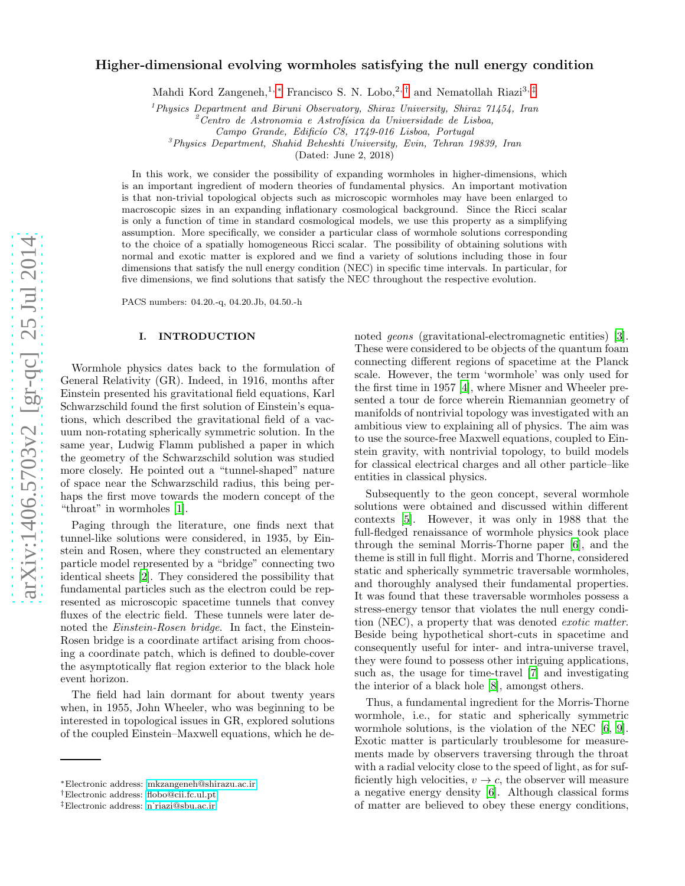# Higher-dimensional evolving wormholes satisfying the null energy condition

Mahdi Kord Zangeneh,[1,*] Francisco S. N. Lobo,[2,†] and Nematollah Riazi[3,‡]

[1]Physics Department and Biruni Observatory, Shiraz University, Shiraz 71454, Iran
[2]Centro de Astronomia e Astrofísica da Universidade de Lisboa, Campo Grande, Edifício C8, 1749-016 Lisboa, Portugal
[3]Physics Department, Shahid Beheshti University, Evin, Tehran 19839, Iran

(Dated: June 2, 2018)

In this work, we consider the possibility of expanding wormholes in higher-dimensions, which is an important ingredient of modern theories of fundamental physics. An important motivation is that non-trivial topological objects such as microscopic wormholes may have been enlarged to macroscopic sizes in an expanding inflationary cosmological background. Since the Ricci scalar is only a function of time in standard cosmological models, we use this property as a simplifying assumption. More specifically, we consider a particular class of wormhole solutions corresponding to the choice of a spatially homogeneous Ricci scalar. The possibility of obtaining solutions with normal and exotic matter is explored and we find a variety of solutions including those in four dimensions that satisfy the null energy condition (NEC) in specific time intervals. In particular, for five dimensions, we find solutions that satisfy the NEC throughout the respective evolution.

PACS numbers: 04.20.-q, 04.20.Jb, 04.50.-h

## I. INTRODUCTION

Wormhole physics dates back to the formulation of General Relativity (GR). Indeed, in 1916, months after Einstein presented his gravitational field equations, Karl Schwarzschild found the first solution of Einstein's equations, which described the gravitational field of a vacuum non-rotating spherically symmetric solution. In the same year, Ludwig Flamm published a paper in which the geometry of the Schwarzschild solution was studied more closely. He pointed out a "tunnel-shaped" nature of space near the Schwarzschild radius, this being perhaps the first move towards the modern concept of the "throat" in wormholes [1].

Paging through the literature, one finds next that tunnel-like solutions were considered, in 1935, by Einstein and Rosen, where they constructed an elementary particle model represented by a "bridge" connecting two identical sheets [2]. They considered the possibility that fundamental particles such as the electron could be represented as microscopic spacetime tunnels that convey fluxes of the electric field. These tunnels were later denoted the *Einstein-Rosen bridge*. In fact, the Einstein-Rosen bridge is a coordinate artifact arising from choosing a coordinate patch, which is defined to double-cover the asymptotically flat region exterior to the black hole event horizon.

The field had lain dormant for about twenty years when, in 1955, John Wheeler, who was beginning to be interested in topological issues in GR, explored solutions of the coupled Einstein–Maxwell equations, which he denoted *geons* (gravitational-electromagnetic entities) [3]. These were considered to be objects of the quantum foam connecting different regions of spacetime at the Planck scale. However, the term 'wormhole' was only used for the first time in 1957 [4], where Misner and Wheeler presented a tour de force wherein Riemannian geometry of manifolds of nontrivial topology was investigated with an ambitious view to explaining all of physics. The aim was to use the source-free Maxwell equations, coupled to Einstein gravity, with nontrivial topology, to build models for classical electrical charges and all other particle–like entities in classical physics.

Subsequently to the geon concept, several wormhole solutions were obtained and discussed within different contexts [5]. However, it was only in 1988 that the full-fledged renaissance of wormhole physics took place through the seminal Morris-Thorne paper [6], and the theme is still in full flight. Morris and Thorne, considered static and spherically symmetric traversable wormholes, and thoroughly analysed their fundamental properties. It was found that these traversable wormholes possess a stress-energy tensor that violates the null energy condition (NEC), a property that was denoted *exotic matter*. Beside being hypothetical short-cuts in spacetime and consequently useful for inter- and intra-universe travel, they were found to possess other intriguing applications, such as, the usage for time-travel [7] and investigating the interior of a black hole [8], amongst others.

Thus, a fundamental ingredient for the Morris-Thorne wormhole, i.e., for static and spherically symmetric wormhole solutions, is the violation of the NEC [6, 9]. Exotic matter is particularly troublesome for measurements made by observers traversing through the throat with a radial velocity close to the speed of light, as for sufficiently high velocities, $v \to c$, the observer will measure a negative energy density [6]. Although classical forms of matter are believed to obey these energy conditions,

*Electronic address: mkzangeneh@shirazu.ac.ir
†Electronic address: flobo@cii.fc.ul.pt
‡Electronic address: n_riazi@sbu.ac.ir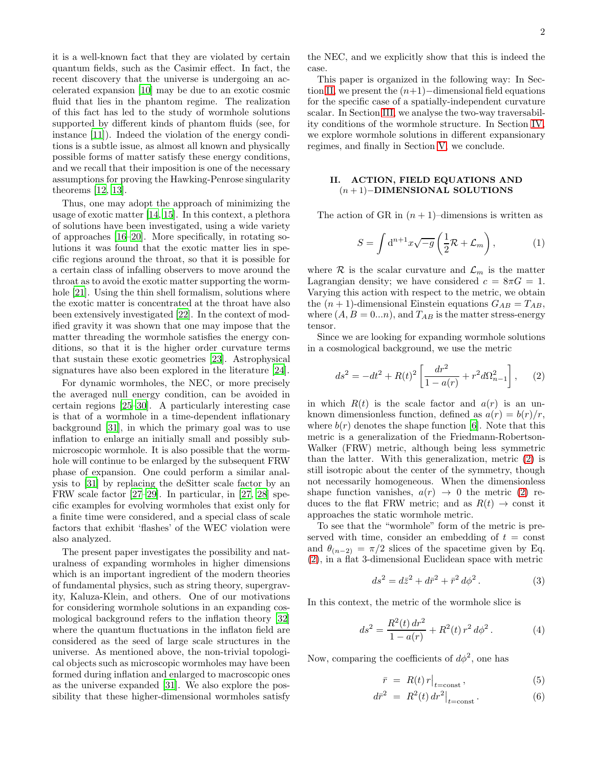it is a well-known fact that they are violated by certain quantum fields, such as the Casimir effect. In fact, the recent discovery that the universe is undergoing an accelerated expansion [10] may be due to an exotic cosmic fluid that lies in the phantom regime. The realization of this fact has led to the study of wormhole solutions supported by different kinds of phantom fluids (see, for instance [11]). Indeed the violation of the energy conditions is a subtle issue, as almost all known and physically possible forms of matter satisfy these energy conditions, and we recall that their imposition is one of the necessary assumptions for proving the Hawking-Penrose singularity theorems [12, 13].

Thus, one may adopt the approach of minimizing the usage of exotic matter [14, 15]. In this context, a plethora of solutions have been investigated, using a wide variety of approaches [16–20]. More specifically, in rotating solutions it was found that the exotic matter lies in specific regions around the throat, so that it is possible for a certain class of infalling observers to move around the throat as to avoid the exotic matter supporting the wormhole [21]. Using the thin shell formalism, solutions where the exotic matter is concentrated at the throat have also been extensively investigated [22]. In the context of modified gravity it was shown that one may impose that the matter threading the wormhole satisfies the energy conditions, so that it is the higher order curvature terms that sustain these exotic geometries [23]. Astrophysical signatures have also been explored in the literature [24].

For dynamic wormholes, the NEC, or more precisely the averaged null energy condition, can be avoided in certain regions [25–30]. A particularly interesting case is that of a wormhole in a time-dependent inflationary background [31], in which the primary goal was to use inflation to enlarge an initially small and possibly submicroscopic wormhole. It is also possible that the wormhole will continue to be enlarged by the subsequent FRW phase of expansion. One could perform a similar analysis to [31] by replacing the deSitter scale factor by an FRW scale factor [27–29]. In particular, in [27, 28] specific examples for evolving wormholes that exist only for a finite time were considered, and a special class of scale factors that exhibit 'flashes' of the WEC violation were also analyzed.

The present paper investigates the possibility and naturalness of expanding wormholes in higher dimensions which is an important ingredient of the modern theories of fundamental physics, such as string theory, supergravity, Kaluza-Klein, and others. One of our motivations for considering wormhole solutions in an expanding cosmological background refers to the inflation theory [32] where the quantum fluctuations in the inflaton field are considered as the seed of large scale structures in the universe. As mentioned above, the non-trivial topological objects such as microscopic wormholes may have been formed during inflation and enlarged to macroscopic ones as the universe expanded [31]. We also explore the possibility that these higher-dimensional wormholes satisfy the NEC, and we explicitly show that this is indeed the case.

This paper is organized in the following way: In Section II, we present the $(n+1)-$dimensional field equations for the specific case of a spatially-independent curvature scalar. In Section III, we analyse the two-way traversability conditions of the wormhole structure. In Section IV, we explore wormhole solutions in different expansionary regimes, and finally in Section V, we conclude.

## II. ACTION, FIELD EQUATIONS AND $(n+1)-$DIMENSIONAL SOLUTIONS

The action of GR in $(n+1)$–dimensions is written as

$$S = \int \mathrm{d}^{n+1}x\sqrt{-g}\left(\frac{1}{2}\mathcal{R} + \mathcal{L}_m\right), \tag{1}$$

where $\mathcal{R}$ is the scalar curvature and $\mathcal{L}_m$ is the matter Lagrangian density; we have considered $c = 8\pi G = 1$. Varying this action with respect to the metric, we obtain the $(n+1)$-dimensional Einstein equations $G_{AB} = T_{AB}$, where $(A, B = 0...n)$, and $T_{AB}$ is the matter stress-energy tensor.

Since we are looking for expanding wormhole solutions in a cosmological background, we use the metric

$$ds^2 = -dt^2 + R(t)^2\left[\frac{dr^2}{1-a(r)} + r^2 d\Omega_{n-1}^2\right], \tag{2}$$

in which $R(t)$ is the scale factor and $a(r)$ is an unknown dimensionless function, defined as $a(r) = b(r)/r$, where $b(r)$ denotes the shape function [6]. Note that this metric is a generalization of the Friedmann-Robertson-Walker (FRW) metric, although being less symmetric than the latter. With this generalization, metric (2) is still isotropic about the center of the symmetry, though not necessarily homogeneous. When the dimensionless shape function vanishes, $a(r) \to 0$ the metric (2) reduces to the flat FRW metric; and as $R(t) \to$ const it approaches the static wormhole metric.

To see that the "wormhole" form of the metric is preserved with time, consider an embedding of $t =$ const and $\theta_{(n-2)} = \pi/2$ slices of the spacetime given by Eq. (2), in a flat 3-dimensional Euclidean space with metric

$$ds^2 = d\bar{z}^2 + d\bar{r}^2 + \bar{r}^2\, d\phi^2\,. \tag{3}$$

In this context, the metric of the wormhole slice is

$$ds^2 = \frac{R^2(t)\, dr^2}{1-a(r)} + R^2(t)\, r^2\, d\phi^2\,. \tag{4}$$

Now, comparing the coefficients of $d\phi^2$, one has

$$\bar{r} \;=\; R(t)\, r\big|_{t=\mathrm{const}}\,, \tag{5}$$

$$d\bar{r}^2 \;=\; R^2(t)\, dr^2\big|_{t=\mathrm{const}}\,. \tag{6}$$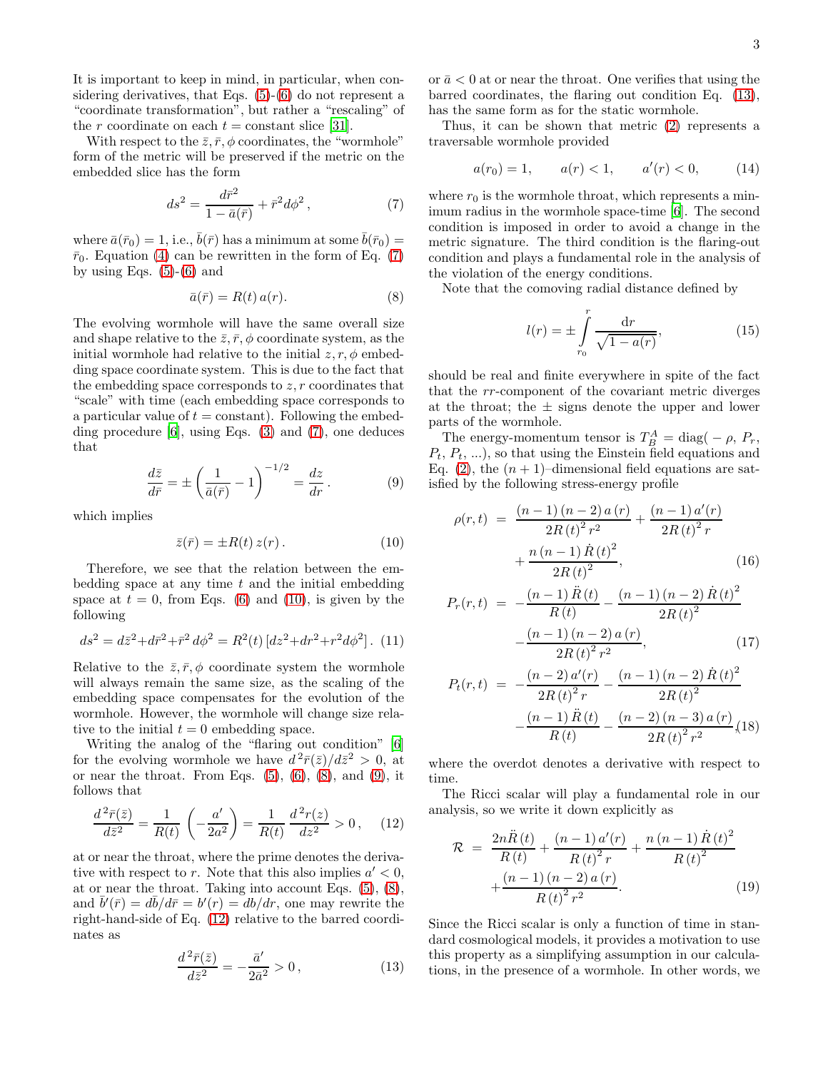It is important to keep in mind, in particular, when considering derivatives, that Eqs. (5)-(6) do not represent a "coordinate transformation", but rather a "rescaling" of the $r$ coordinate on each $t$ = constant slice [31].

With respect to the $\bar{z}, \bar{r}, \phi$ coordinates, the "wormhole" form of the metric will be preserved if the metric on the embedded slice has the form

$$ds^2 = \frac{d\bar{r}^2}{1-\bar{a}(\bar{r})} + \bar{r}^2 d\phi^2 \,, \tag{7}$$

where $\bar{a}(\bar{r}_0) = 1$, i.e., $\bar{b}(\bar{r})$ has a minimum at some $\bar{b}(\bar{r}_0) = \bar{r}_0$. Equation (4) can be rewritten in the form of Eq. (7) by using Eqs. (5)-(6) and

$$\bar{a}(\bar{r}) = R(t)\, a(r). \tag{8}$$

The evolving wormhole will have the same overall size and shape relative to the $\bar{z}, \bar{r}, \phi$ coordinate system, as the initial wormhole had relative to the initial $z, r, \phi$ embedding space coordinate system. This is due to the fact that the embedding space corresponds to $z, r$ coordinates that "scale" with time (each embedding space corresponds to a particular value of $t$ = constant). Following the embedding procedure [6], using Eqs. (3) and (7), one deduces that

$$\frac{d\bar{z}}{d\bar{r}} = \pm \left( \frac{1}{\bar{a}(\bar{r})} - 1 \right)^{-1/2} = \frac{dz}{dr} \,. \tag{9}$$

which implies

$$\bar{z}(\bar{r}) = \pm R(t)\, z(r) \,. \tag{10}$$

Therefore, we see that the relation between the embedding space at any time $t$ and the initial embedding space at $t = 0$, from Eqs. (6) and (10), is given by the following

$$ds^2 = d\bar{z}^2 + d\bar{r}^2 + \bar{r}^2\, d\phi^2 = R^2(t)\left[dz^2 + dr^2 + r^2 d\phi^2\right]. \tag{11}$$

Relative to the $\bar{z}, \bar{r}, \phi$ coordinate system the wormhole will always remain the same size, as the scaling of the embedding space compensates for the evolution of the wormhole. However, the wormhole will change size relative to the initial $t = 0$ embedding space.

Writing the analog of the "flaring out condition" [6] for the evolving wormhole we have $d^2\bar{r}(\bar{z})/d\bar{z}^2 > 0$, at or near the throat. From Eqs. (5), (6), (8), and (9), it follows that

$$\frac{d^2\bar{r}(\bar{z})}{d\bar{z}^2} = \frac{1}{R(t)} \left( -\frac{a'}{2a^2} \right) = \frac{1}{R(t)}\, \frac{d^2 r(z)}{dz^2} > 0 \,, \tag{12}$$

at or near the throat, where the prime denotes the derivative with respect to $r$. Note that this also implies $a' < 0$, at or near the throat. Taking into account Eqs. (5), (8), and $\bar{b}'(\bar{r}) = d\bar{b}/d\bar{r} = b'(r) = db/dr$, one may rewrite the right-hand-side of Eq. (12) relative to the barred coordinates as

$$\frac{d^2\bar{r}(\bar{z})}{d\bar{z}^2} = -\frac{\bar{a}'}{2\bar{a}^2} > 0 \,, \tag{13}$$

or $\bar{a} < 0$ at or near the throat. One verifies that using the barred coordinates, the flaring out condition Eq. (13), has the same form as for the static wormhole.

Thus, it can be shown that metric (2) represents a traversable wormhole provided

$$a(r_0) = 1, \qquad a(r) < 1, \qquad a'(r) < 0, \tag{14}$$

where $r_0$ is the wormhole throat, which represents a minimum radius in the wormhole space-time [6]. The second condition is imposed in order to avoid a change in the metric signature. The third condition is the flaring-out condition and plays a fundamental role in the analysis of the violation of the energy conditions.

Note that the comoving radial distance defined by

$$l(r) = \pm \int_{r_0}^{r} \frac{\mathrm{d}r}{\sqrt{1-a(r)}}, \tag{15}$$

should be real and finite everywhere in spite of the fact that the $rr$-component of the covariant metric diverges at the throat; the $\pm$ signs denote the upper and lower parts of the wormhole.

The energy-momentum tensor is $T^A_B = \text{diag}(-\rho, P_r, P_t, P_t, ...)$, so that using the Einstein field equations and Eq. (2), the $(n+1)$–dimensional field equations are satisfied by the following stress-energy profile

$$\rho(r,t) = \frac{(n-1)(n-2)\,a(r)}{2R(t)^2 r^2} + \frac{(n-1)\,a'(r)}{2R(t)^2 r} + \frac{n(n-1)\dot{R}(t)^2}{2R(t)^2}, \tag{16}$$

$$P_r(r,t) = -\frac{(n-1)\ddot{R}(t)}{R(t)} - \frac{(n-1)(n-2)\dot{R}(t)^2}{2R(t)^2} - \frac{(n-1)(n-2)\,a(r)}{2R(t)^2 r^2}, \tag{17}$$

$$P_t(r,t) = -\frac{(n-2)\,a'(r)}{2R(t)^2 r} - \frac{(n-1)(n-2)\dot{R}(t)^2}{2R(t)^2} - \frac{(n-1)\ddot{R}(t)}{R(t)} - \frac{(n-2)(n-3)\,a(r)}{2R(t)^2 r^2}, \tag{18}$$

where the overdot denotes a derivative with respect to time.

The Ricci scalar will play a fundamental role in our analysis, so we write it down explicitly as

$$\mathcal{R} = \frac{2n\ddot{R}(t)}{R(t)} + \frac{(n-1)\,a'(r)}{R(t)^2 r} + \frac{n(n-1)\dot{R}(t)^2}{R(t)^2} + \frac{(n-1)(n-2)\,a(r)}{R(t)^2 r^2}. \tag{19}$$

Since the Ricci scalar is only a function of time in standard cosmological models, it provides a motivation to use this property as a simplifying assumption in our calculations, in the presence of a wormhole. In other words, we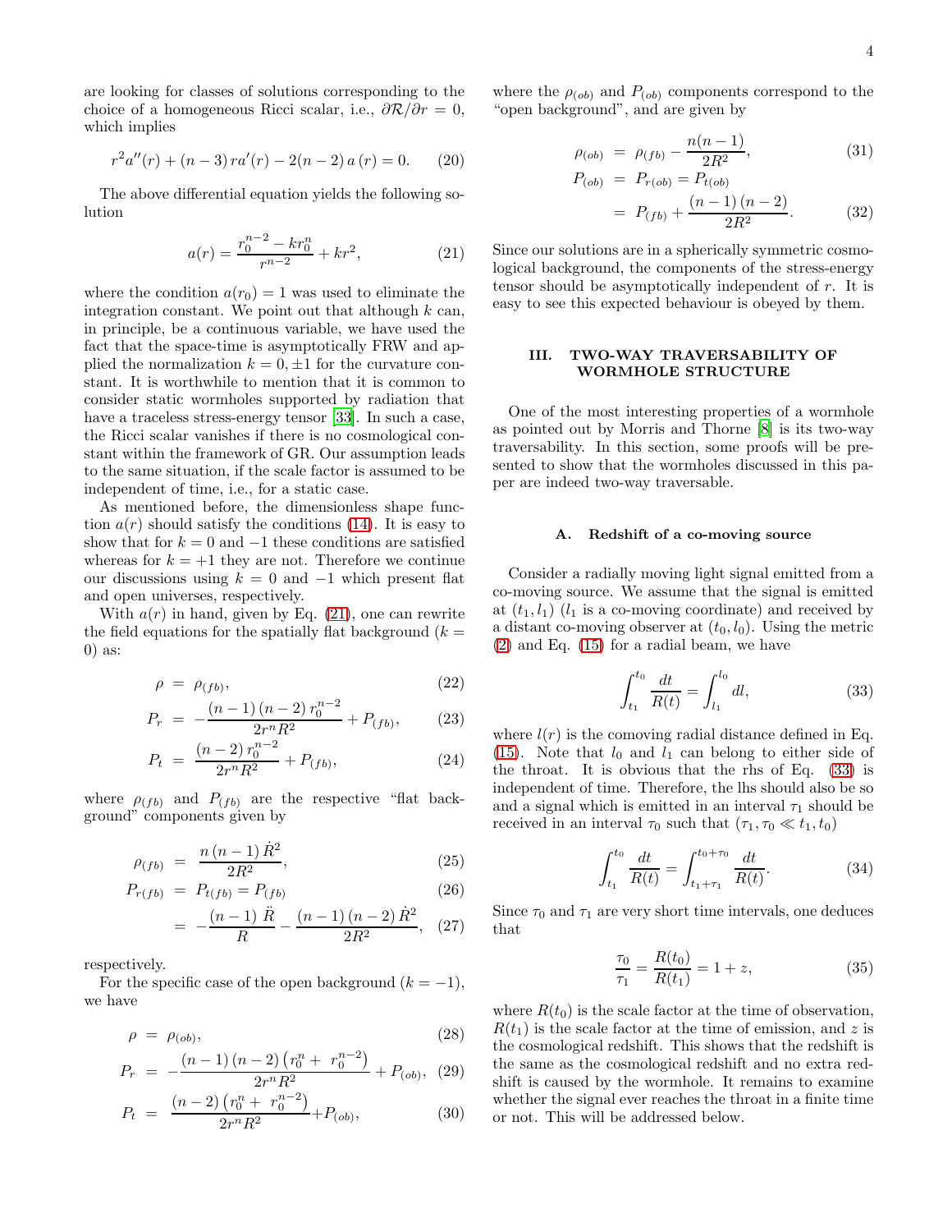are looking for classes of solutions corresponding to the choice of a homogeneous Ricci scalar, i.e., $\partial \mathcal{R}/\partial r = 0$, which implies

$$r^2 a''(r) + (n-3)\, r a'(r) - 2(n-2)\, a(r) = 0. \qquad (20)$$

The above differential equation yields the following solution

$$a(r) = \frac{r_0^{n-2} - k r_0^n}{r^{n-2}} + k r^2, \qquad (21)$$

where the condition $a(r_0) = 1$ was used to eliminate the integration constant. We point out that although $k$ can, in principle, be a continuous variable, we have used the fact that the space-time is asymptotically FRW and applied the normalization $k = 0, \pm 1$ for the curvature constant. It is worthwhile to mention that it is common to consider static wormholes supported by radiation that have a traceless stress-energy tensor [33]. In such a case, the Ricci scalar vanishes if there is no cosmological constant within the framework of GR. Our assumption leads to the same situation, if the scale factor is assumed to be independent of time, i.e., for a static case.

As mentioned before, the dimensionless shape function $a(r)$ should satisfy the conditions (14). It is easy to show that for $k = 0$ and $-1$ these conditions are satisfied whereas for $k = +1$ they are not. Therefore we continue our discussions using $k = 0$ and $-1$ which present flat and open universes, respectively.

With $a(r)$ in hand, given by Eq. (21), one can rewrite the field equations for the spatially flat background ($k = 0$) as:

$$\rho = \rho_{(fb)}, \qquad (22)$$

$$P_r = -\frac{(n-1)\,(n-2)\, r_0^{n-2}}{2 r^n R^2} + P_{(fb)}, \qquad (23)$$

$$P_t = \frac{(n-2)\, r_0^{n-2}}{2 r^n R^2} + P_{(fb)}, \qquad (24)$$

where $\rho_{(fb)}$ and $P_{(fb)}$ are the respective "flat background" components given by

$$\rho_{(fb)} = \frac{n\,(n-1)\,\dot{R}^2}{2R^2}, \qquad (25)$$

$$P_{r(fb)} = P_{t(fb)} = P_{(fb)} \qquad (26)$$

$$= -\frac{(n-1)\,\ddot{R}}{R} - \frac{(n-1)\,(n-2)\,\dot{R}^2}{2R^2}, \qquad (27)$$

respectively.

For the specific case of the open background ($k = -1$), we have

$$\rho = \rho_{(ob)}, \qquad (28)$$

$$P_r = -\frac{(n-1)\,(n-2)\left(r_0^n + r_0^{n-2}\right)}{2 r^n R^2} + P_{(ob)}, \qquad (29)$$

$$P_t = \frac{(n-2)\left(r_0^n + r_0^{n-2}\right)}{2 r^n R^2} + P_{(ob)}, \qquad (30)$$

where the $\rho_{(ob)}$ and $P_{(ob)}$ components correspond to the "open background", and are given by

$$\rho_{(ob)} = \rho_{(fb)} - \frac{n(n-1)}{2R^2}, \qquad (31)$$

$$P_{(ob)} = P_{r(ob)} = P_{t(ob)}$$

$$= P_{(fb)} + \frac{(n-1)\,(n-2)}{2R^2}. \qquad (32)$$

Since our solutions are in a spherically symmetric cosmological background, the components of the stress-energy tensor should be asymptotically independent of $r$. It is easy to see this expected behaviour is obeyed by them.

## III. TWO-WAY TRAVERSABILITY OF WORMHOLE STRUCTURE

One of the most interesting properties of a wormhole as pointed out by Morris and Thorne [8] is its two-way traversability. In this section, some proofs will be presented to show that the wormholes discussed in this paper are indeed two-way traversable.

### A. Redshift of a co-moving source

Consider a radially moving light signal emitted from a co-moving source. We assume that the signal is emitted at $(t_1, l_1)$ ($l_1$ is a co-moving coordinate) and received by a distant co-moving observer at $(t_0, l_0)$. Using the metric (2) and Eq. (15) for a radial beam, we have

$$\int_{t_1}^{t_0} \frac{dt}{R(t)} = \int_{l_1}^{l_0} dl, \qquad (33)$$

where $l(r)$ is the comoving radial distance defined in Eq. (15). Note that $l_0$ and $l_1$ can belong to either side of the throat. It is obvious that the rhs of Eq. (33) is independent of time. Therefore, the lhs should also be so and a signal which is emitted in an interval $\tau_1$ should be received in an interval $\tau_0$ such that $(\tau_1, \tau_0 \ll t_1, t_0)$

$$\int_{t_1}^{t_0} \frac{dt}{R(t)} = \int_{t_1+\tau_1}^{t_0+\tau_0} \frac{dt}{R(t)}. \qquad (34)$$

Since $\tau_0$ and $\tau_1$ are very short time intervals, one deduces that

$$\frac{\tau_0}{\tau_1} = \frac{R(t_0)}{R(t_1)} = 1 + z, \qquad (35)$$

where $R(t_0)$ is the scale factor at the time of observation, $R(t_1)$ is the scale factor at the time of emission, and $z$ is the cosmological redshift. This shows that the redshift is the same as the cosmological redshift and no extra redshift is caused by the wormhole. It remains to examine whether the signal ever reaches the throat in a finite time or not. This will be addressed below.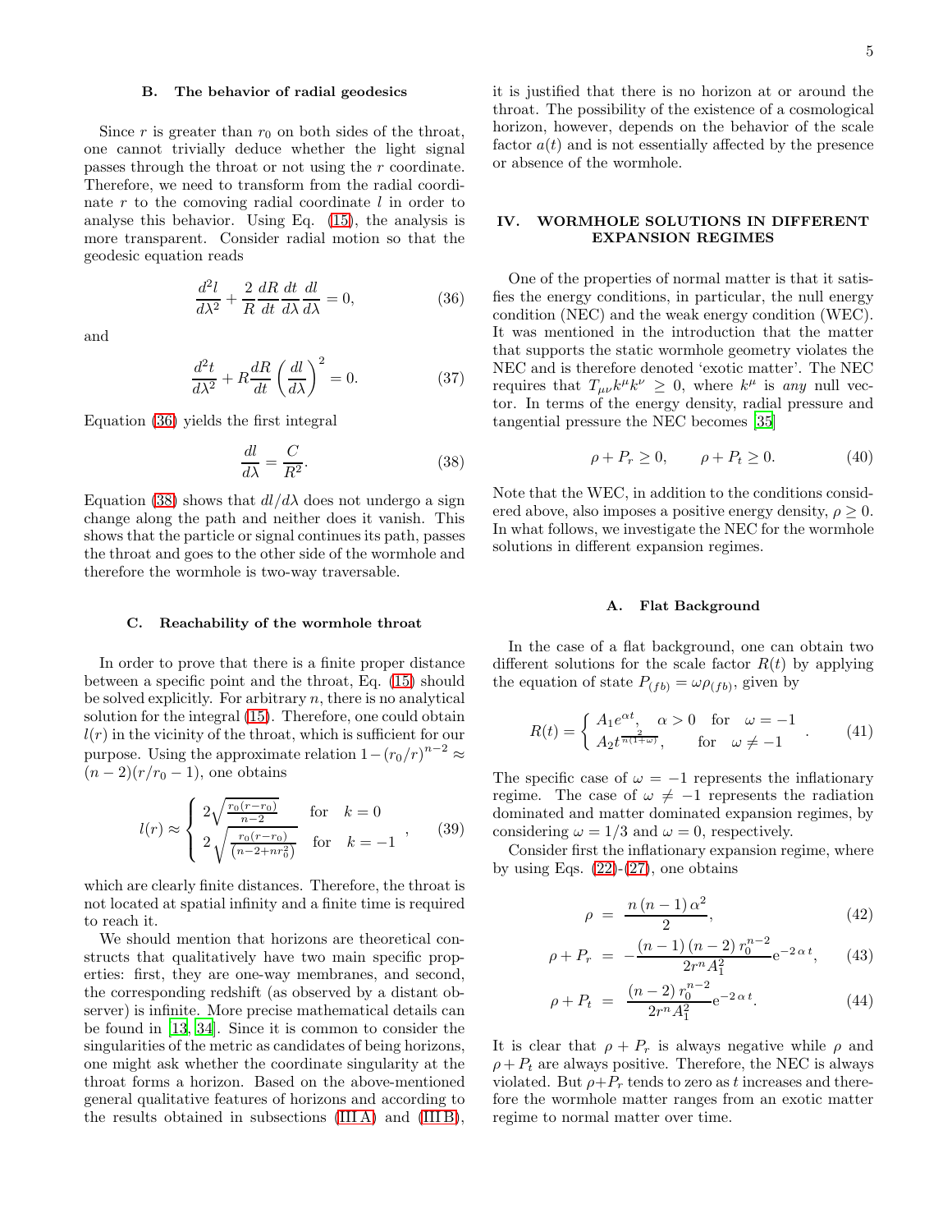### B. The behavior of radial geodesics

Since $r$ is greater than $r_0$ on both sides of the throat, one cannot trivially deduce whether the light signal passes through the throat or not using the $r$ coordinate. Therefore, we need to transform from the radial coordinate $r$ to the comoving radial coordinate $l$ in order to analyse this behavior. Using Eq. (15), the analysis is more transparent. Consider radial motion so that the geodesic equation reads

$$\frac{d^2 l}{d\lambda^2} + \frac{2}{R}\frac{dR}{dt}\frac{dt}{d\lambda}\frac{dl}{d\lambda} = 0, \tag{36}$$

and

$$\frac{d^2 t}{d\lambda^2} + R\frac{dR}{dt}\left(\frac{dl}{d\lambda}\right)^2 = 0. \tag{37}$$

Equation (36) yields the first integral

$$\frac{dl}{d\lambda} = \frac{C}{R^2}. \tag{38}$$

Equation (38) shows that $dl/d\lambda$ does not undergo a sign change along the path and neither does it vanish. This shows that the particle or signal continues its path, passes the throat and goes to the other side of the wormhole and therefore the wormhole is two-way traversable.

### C. Reachability of the wormhole throat

In order to prove that there is a finite proper distance between a specific point and the throat, Eq. (15) should be solved explicitly. For arbitrary $n$, there is no analytical solution for the integral (15). Therefore, one could obtain $l(r)$ in the vicinity of the throat, which is sufficient for our purpose. Using the approximate relation $1-(r_0/r)^{n-2} \approx (n-2)(r/r_0 - 1)$, one obtains

$$l(r) \approx \begin{cases} 2\sqrt{\frac{r_0(r-r_0)}{n-2}} & \text{for} \quad k=0 \\ 2\sqrt{\frac{r_0(r-r_0)}{(n-2+nr_0^2)}} & \text{for} \quad k=-1 \end{cases}, \tag{39}$$

which are clearly finite distances. Therefore, the throat is not located at spatial infinity and a finite time is required to reach it.

We should mention that horizons are theoretical constructs that qualitatively have two main specific properties: first, they are one-way membranes, and second, the corresponding redshift (as observed by a distant observer) is infinite. More precise mathematical details can be found in [13, 34]. Since it is common to consider the singularities of the metric as candidates of being horizons, one might ask whether the coordinate singularity at the throat forms a horizon. Based on the above-mentioned general qualitative features of horizons and according to the results obtained in subsections (III A) and (III B), it is justified that there is no horizon at or around the throat. The possibility of the existence of a cosmological horizon, however, depends on the behavior of the scale factor $a(t)$ and is not essentially affected by the presence or absence of the wormhole.

## IV. WORMHOLE SOLUTIONS IN DIFFERENT EXPANSION REGIMES

One of the properties of normal matter is that it satisfies the energy conditions, in particular, the null energy condition (NEC) and the weak energy condition (WEC). It was mentioned in the introduction that the matter that supports the static wormhole geometry violates the NEC and is therefore denoted 'exotic matter'. The NEC requires that $T_{\mu\nu}k^\mu k^\nu \geq 0$, where $k^\mu$ is *any* null vector. In terms of the energy density, radial pressure and tangential pressure the NEC becomes [35]

$$\rho + P_r \geq 0, \qquad \rho + P_t \geq 0. \tag{40}$$

Note that the WEC, in addition to the conditions considered above, also imposes a positive energy density, $\rho \geq 0$. In what follows, we investigate the NEC for the wormhole solutions in different expansion regimes.

### A. Flat Background

In the case of a flat background, one can obtain two different solutions for the scale factor $R(t)$ by applying the equation of state $P_{(fb)} = \omega \rho_{(fb)}$, given by

$$R(t) = \begin{cases} A_1 e^{\alpha t}, \quad \alpha > 0 & \text{for} \quad \omega = -1 \\ A_2 t^{\frac{2}{n(1+\omega)}}, & \text{for} \quad \omega \neq -1 \end{cases}. \tag{41}$$

The specific case of $\omega = -1$ represents the inflationary regime. The case of $\omega \neq -1$ represents the radiation dominated and matter dominated expansion regimes, by considering $\omega = 1/3$ and $\omega = 0$, respectively.

Consider first the inflationary expansion regime, where by using Eqs. (22)-(27), one obtains

$$\rho = \frac{n\,(n-1)\,\alpha^2}{2}, \tag{42}$$

$$\rho + P_r = -\frac{(n-1)\,(n-2)\,r_0^{n-2}}{2r^n A_1^2}\mathrm{e}^{-2\,\alpha\,t}, \tag{43}$$

$$\rho + P_t = \frac{(n-2)\,r_0^{n-2}}{2r^n A_1^2}\mathrm{e}^{-2\,\alpha\,t}. \tag{44}$$

It is clear that $\rho + P_r$ is always negative while $\rho$ and $\rho + P_t$ are always positive. Therefore, the NEC is always violated. But $\rho + P_r$ tends to zero as $t$ increases and therefore the wormhole matter ranges from an exotic matter regime to normal matter over time.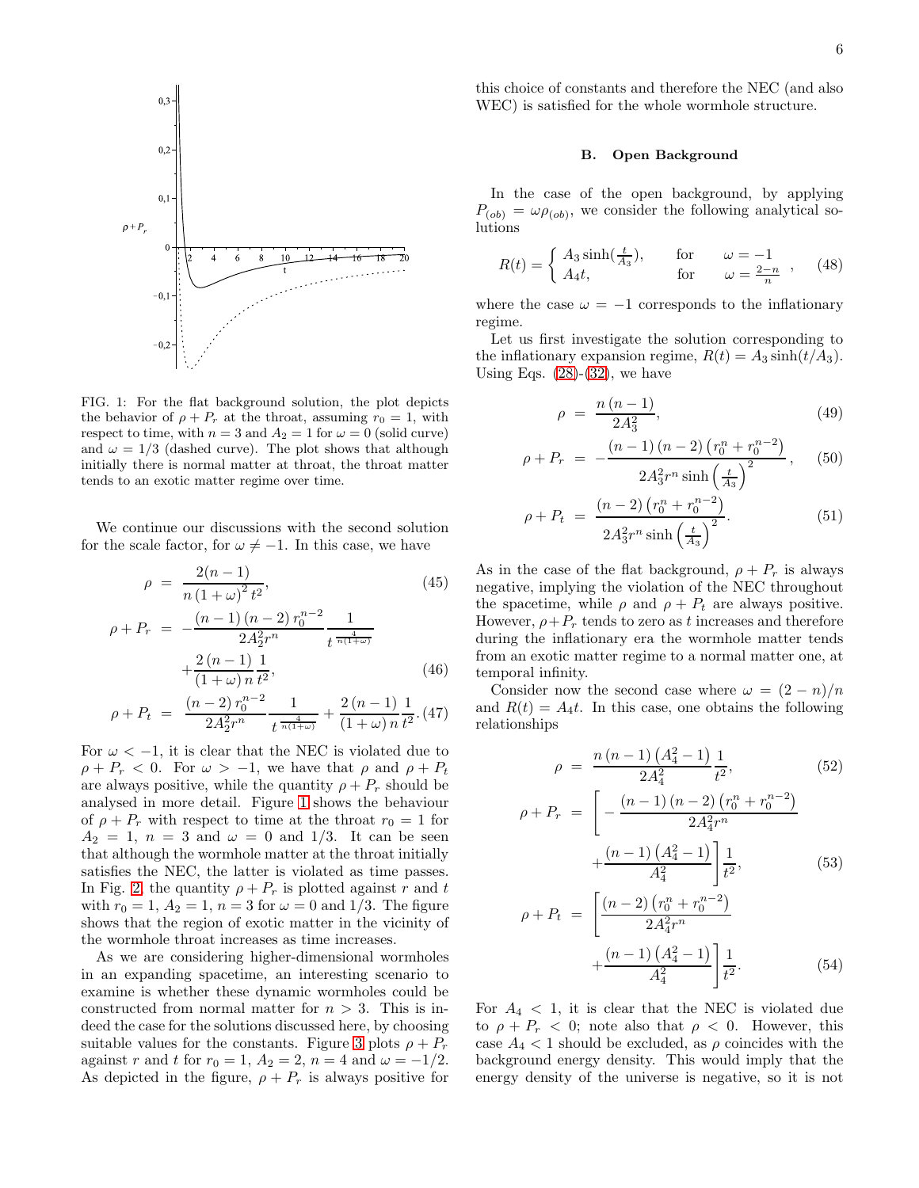FIG. 1: For the flat background solution, the plot depicts the behavior of $\rho + P_r$ at the throat, assuming $r_0 = 1$, with respect to time, with $n = 3$ and $A_2 = 1$ for $\omega = 0$ (solid curve) and $\omega = 1/3$ (dashed curve). The plot shows that although initially there is normal matter at throat, the throat matter tends to an exotic matter regime over time.

We continue our discussions with the second solution for the scale factor, for $\omega \neq -1$. In this case, we have

$$\rho = \frac{2(n-1)}{n\,(1+\omega)^2\, t^2}, \tag{45}$$

$$\rho + P_r = -\frac{(n-1)\,(n-2)\, r_0^{n-2}}{2A_2^2 r^n}\frac{1}{t^{\frac{4}{n(1+\omega)}}} + \frac{2\,(n-1)}{(1+\omega)\, n}\frac{1}{t^2}, \tag{46}$$

$$\rho + P_t = \frac{(n-2)\, r_0^{n-2}}{2A_2^2 r^n}\frac{1}{t^{\frac{4}{n(1+\omega)}}} + \frac{2\,(n-1)}{(1+\omega)\, n}\frac{1}{t^2}. \tag{47}$$

For $\omega < -1$, it is clear that the NEC is violated due to $\rho + P_r < 0$. For $\omega > -1$, we have that $\rho$ and $\rho + P_t$ are always positive, while the quantity $\rho + P_r$ should be analysed in more detail. Figure 1 shows the behaviour of $\rho + P_r$ with respect to time at the throat $r_0 = 1$ for $A_2 = 1$, $n = 3$ and $\omega = 0$ and $1/3$. It can be seen that although the wormhole matter at the throat initially satisfies the NEC, the latter is violated as time passes. In Fig. 2, the quantity $\rho + P_r$ is plotted against $r$ and $t$ with $r_0 = 1$, $A_2 = 1$, $n = 3$ for $\omega = 0$ and $1/3$. The figure shows that the region of exotic matter in the vicinity of the wormhole throat increases as time increases.

As we are considering higher-dimensional wormholes in an expanding spacetime, an interesting scenario to examine is whether these dynamic wormholes could be constructed from normal matter for $n > 3$. This is indeed the case for the solutions discussed here, by choosing suitable values for the constants. Figure 3 plots $\rho + P_r$ against $r$ and $t$ for $r_0 = 1$, $A_2 = 2$, $n = 4$ and $\omega = -1/2$. As depicted in the figure, $\rho + P_r$ is always positive for this choice of constants and therefore the NEC (and also WEC) is satisfied for the whole wormhole structure.

### B. Open Background

In the case of the open background, by applying $P_{(ob)} = \omega\rho_{(ob)}$, we consider the following analytical solutions

$$R(t) = \begin{cases} A_3 \sinh(\frac{t}{A_3}), & \text{for} \quad \omega = -1 \\ A_4 t, & \text{for} \quad \omega = \frac{2-n}{n} \end{cases}, \tag{48}$$

where the case $\omega = -1$ corresponds to the inflationary regime.

Let us first investigate the solution corresponding to the inflationary expansion regime, $R(t) = A_3 \sinh(t/A_3)$. Using Eqs. (28)-(32), we have

$$\rho = \frac{n\,(n-1)}{2A_3^2}, \tag{49}$$

$$\rho + P_r = -\frac{(n-1)\,(n-2)\left(r_0^n + r_0^{n-2}\right)}{2A_3^2 r^n \sinh\left(\frac{t}{A_3}\right)^2}, \tag{50}$$

$$\rho + P_t = \frac{(n-2)\left(r_0^n + r_0^{n-2}\right)}{2A_3^2 r^n \sinh\left(\frac{t}{A_3}\right)^2}. \tag{51}$$

As in the case of the flat background, $\rho + P_r$ is always negative, implying the violation of the NEC throughout the spacetime, while $\rho$ and $\rho + P_t$ are always positive. However, $\rho + P_r$ tends to zero as $t$ increases and therefore during the inflationary era the wormhole matter tends from an exotic matter regime to a normal matter one, at temporal infinity.

Consider now the second case where $\omega = (2-n)/n$ and $R(t) = A_4 t$. In this case, one obtains the following relationships

$$\rho = \frac{n\,(n-1)\left(A_4^2 - 1\right)}{2A_4^2}\frac{1}{t^2}, \tag{52}$$

$$\rho + P_r = \left[-\frac{(n-1)\,(n-2)\left(r_0^n + r_0^{n-2}\right)}{2A_4^2 r^n} + \frac{(n-1)\left(A_4^2 - 1\right)}{A_4^2}\right]\frac{1}{t^2}, \tag{53}$$

$$\rho + P_t = \left[\frac{(n-2)\left(r_0^n + r_0^{n-2}\right)}{2A_4^2 r^n} + \frac{(n-1)\left(A_4^2 - 1\right)}{A_4^2}\right]\frac{1}{t^2}. \tag{54}$$

For $A_4 < 1$, it is clear that the NEC is violated due to $\rho + P_r < 0$; note also that $\rho < 0$. However, this case $A_4 < 1$ should be excluded, as $\rho$ coincides with the background energy density. This would imply that the energy density of the universe is negative, so it is not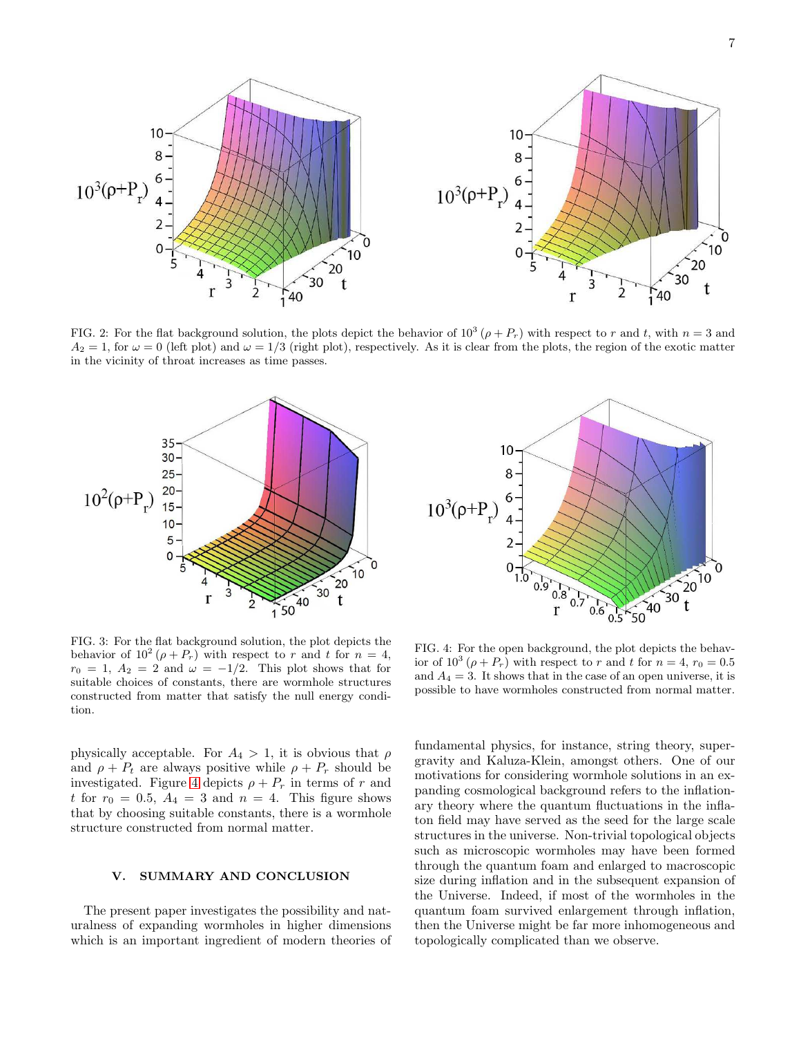FIG. 2: For the flat background solution, the plots depict the behavior of $10^3(\rho + P_r)$ with respect to $r$ and $t$, with $n = 3$ and $A_2 = 1$, for $\omega = 0$ (left plot) and $\omega = 1/3$ (right plot), respectively. As it is clear from the plots, the region of the exotic matter in the vicinity of throat increases as time passes.

FIG. 3: For the flat background solution, the plot depicts the behavior of $10^2(\rho + P_r)$ with respect to $r$ and $t$ for $n = 4$, $r_0 = 1$, $A_2 = 2$ and $\omega = -1/2$. This plot shows that for suitable choices of constants, there are wormhole structures constructed from matter that satisfy the null energy condition.

FIG. 4: For the open background, the plot depicts the behavior of $10^3(\rho + P_r)$ with respect to $r$ and $t$ for $n = 4$, $r_0 = 0.5$ and $A_4 = 3$. It shows that in the case of an open universe, it is possible to have wormholes constructed from normal matter.

physically acceptable. For $A_4 > 1$, it is obvious that $\rho$ and $\rho + P_t$ are always positive while $\rho + P_r$ should be investigated. Figure 4 depicts $\rho + P_r$ in terms of $r$ and $t$ for $r_0 = 0.5$, $A_4 = 3$ and $n = 4$. This figure shows that by choosing suitable constants, there is a wormhole structure constructed from normal matter.

## V. SUMMARY AND CONCLUSION

The present paper investigates the possibility and naturalness of expanding wormholes in higher dimensions which is an important ingredient of modern theories of fundamental physics, for instance, string theory, supergravity and Kaluza-Klein, amongst others. One of our motivations for considering wormhole solutions in an expanding cosmological background refers to the inflationary theory where the quantum fluctuations in the inflaton field may have served as the seed for the large scale structures in the universe. Non-trivial topological objects such as microscopic wormholes may have been formed through the quantum foam and enlarged to macroscopic size during inflation and in the subsequent expansion of the Universe. Indeed, if most of the wormholes in the quantum foam survived enlargement through inflation, then the Universe might be far more inhomogeneous and topologically complicated than we observe.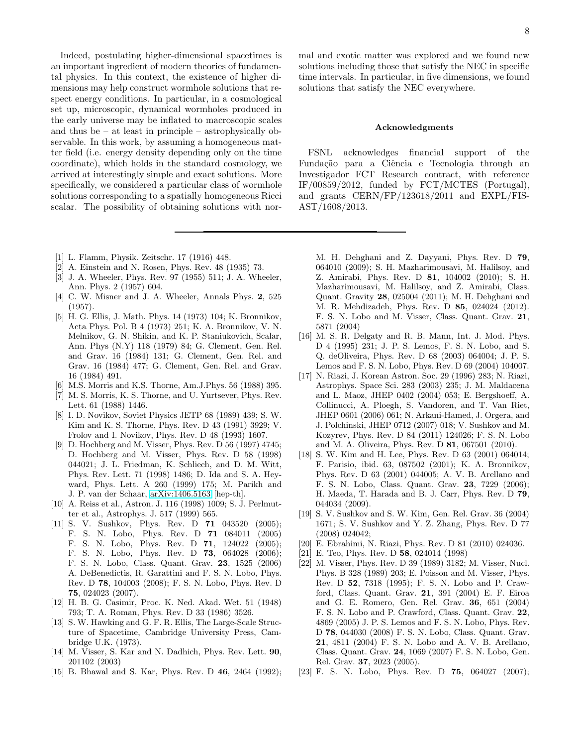Indeed, postulating higher-dimensional spacetimes is an important ingredient of modern theories of fundamental physics. In this context, the existence of higher dimensions may help construct wormhole solutions that respect energy conditions. In particular, in a cosmological set up, microscopic, dynamical wormholes produced in the early universe may be inflated to macroscopic scales and thus be – at least in principle – astrophysically observable. In this work, by assuming a homogeneous matter field (i.e. energy density depending only on the time coordinate), which holds in the standard cosmology, we arrived at interestingly simple and exact solutions. More specifically, we considered a particular class of wormhole solutions corresponding to a spatially homogeneous Ricci scalar. The possibility of obtaining solutions with normal and exotic matter was explored and we found new solutions including those that satisfy the NEC in specific time intervals. In particular, in five dimensions, we found solutions that satisfy the NEC everywhere.

### Acknowledgments

FSNL acknowledges financial support of the Fundação para a Ciência e Tecnologia through an Investigador FCT Research contract, with reference IF/00859/2012, funded by FCT/MCTES (Portugal), and grants CERN/FP/123618/2011 and EXPL/FIS-AST/1608/2013.

---

[1] L. Flamm, Physik. Zeitschr. 17 (1916) 448.

[2] A. Einstein and N. Rosen, Phys. Rev. 48 (1935) 73.

[3] J. A. Wheeler, Phys. Rev. 97 (1955) 511; J. A. Wheeler, Ann. Phys. 2 (1957) 604.

[4] C. W. Misner and J. A. Wheeler, Annals Phys. **2**, 525 (1957).

[5] H. G. Ellis, J. Math. Phys. 14 (1973) 104; K. Bronnikov, Acta Phys. Pol. B 4 (1973) 251; K. A. Bronnikov, V. N. Melnikov, G. N. Shikin, and K. P. Staniukovich, Scalar, Ann. Phys (N.Y) 118 (1979) 84; G. Clement, Gen. Rel. and Grav. 16 (1984) 131; G. Clement, Gen. Rel. and Grav. 16 (1984) 477; G. Clement, Gen. Rel. and Grav. 16 (1984) 491.

[6] M.S. Morris and K.S. Thorne, Am.J.Phys. 56 (1988) 395.

[7] M. S. Morris, K. S. Thorne, and U. Yurtsever, Phys. Rev. Lett. 61 (1988) 1446.

[8] I. D. Novikov, Soviet Physics JETP 68 (1989) 439; S. W. Kim and K. S. Thorne, Phys. Rev. D 43 (1991) 3929; V. Frolov and I. Novikov, Phys. Rev. D 48 (1993) 1607.

[9] D. Hochberg and M. Visser, Phys. Rev. D 56 (1997) 4745; D. Hochberg and M. Visser, Phys. Rev. D 58 (1998) 044021; J. L. Friedman, K. Schliech, and D. M. Witt, Phys. Rev. Lett. 71 (1998) 1486; D. Ida and S. A. Heyward, Phys. Lett. A 260 (1999) 175; M. Parikh and J. P. van der Schaar, arXiv:1406.5163 [hep-th].

[10] A. Reiss et al., Astron. J. 116 (1998) 1009; S. J. Perlmutter et al., Astrophys. J. 517 (1999) 565.

[11] S. V. Sushkov, Phys. Rev. D **71** 043520 (2005); F. S. N. Lobo, Phys. Rev. D **71** 084011 (2005) F. S. N. Lobo, Phys. Rev. D **71**, 124022 (2005); F. S. N. Lobo, Phys. Rev. D **73**, 064028 (2006); F. S. N. Lobo, Class. Quant. Grav. **23**, 1525 (2006) A. DeBenedictis, R. Garattini and F. S. N. Lobo, Phys. Rev. D **78**, 104003 (2008); F. S. N. Lobo, Phys. Rev. D **75**, 024023 (2007).

[12] H. B. G. Casimir, Proc. K. Ned. Akad. Wet. 51 (1948) 793; T. A. Roman, Phys. Rev. D 33 (1986) 3526.

[13] S. W. Hawking and G. F. R. Ellis, The Large-Scale Structure of Spacetime, Cambridge University Press, Cambridge U.K. (1973).

[14] M. Visser, S. Kar and N. Dadhich, Phys. Rev. Lett. **90**, 201102 (2003)

[15] B. Bhawal and S. Kar, Phys. Rev. D **46**, 2464 (1992); M. H. Dehghani and Z. Dayyani, Phys. Rev. D **79**, 064010 (2009); S. H. Mazharimousavi, M. Halilsoy, and Z. Amirabi, Phys. Rev. D **81**, 104002 (2010); S. H. Mazharimousavi, M. Halilsoy, and Z. Amirabi, Class. Quant. Gravity **28**, 025004 (2011); M. H. Dehghani and M. R. Mehdizadeh, Phys. Rev. D **85**, 024024 (2012). F. S. N. Lobo and M. Visser, Class. Quant. Grav. **21**, 5871 (2004)

[16] M. S. R. Delgaty and R. B. Mann, Int. J. Mod. Phys. D 4 (1995) 231; J. P. S. Lemos, F. S. N. Lobo, and S. Q. deOliveira, Phys. Rev. D 68 (2003) 064004; J. P. S. Lemos and F. S. N. Lobo, Phys. Rev. D 69 (2004) 104007.

[17] N. Riazi, J. Korean Astron. Soc. 29 (1996) 283; N. Riazi, Astrophys. Space Sci. 283 (2003) 235; J. M. Maldacena and L. Maoz, JHEP 0402 (2004) 053; E. Bergshoeff, A. Collinucci, A. Ploegh, S. Vandoren, and T. Van Riet, JHEP 0601 (2006) 061; N. Arkani-Hamed, J. Orgera, and J. Polchinski, JHEP 0712 (2007) 018; V. Sushkov and M. Kozyrev, Phys. Rev. D 84 (2011) 124026; F. S. N. Lobo and M. A. Oliveira, Phys. Rev. D **81**, 067501 (2010).

[18] S. W. Kim and H. Lee, Phys. Rev. D 63 (2001) 064014; F. Parisio, ibid. 63, 087502 (2001); K. A. Bronnikov, Phys. Rev. D 63 (2001) 044005; A. V. B. Arellano and F. S. N. Lobo, Class. Quant. Grav. **23**, 7229 (2006); H. Maeda, T. Harada and B. J. Carr, Phys. Rev. D **79**, 044034 (2009).

[19] S. V. Sushkov and S. W. Kim, Gen. Rel. Grav. 36 (2004) 1671; S. V. Sushkov and Y. Z. Zhang, Phys. Rev. D 77 (2008) 024042;

[20] E. Ebrahimi, N. Riazi, Phys. Rev. D 81 (2010) 024036.

[21] E. Teo, Phys. Rev. D **58**, 024014 (1998)

[22] M. Visser, Phys. Rev. D 39 (1989) 3182; M. Visser, Nucl. Phys. B 328 (1989) 203; E. Poisson and M. Visser, Phys. Rev. D **52**, 7318 (1995); F. S. N. Lobo and P. Crawford, Class. Quant. Grav. **21**, 391 (2004) E. F. Eiroa and G. E. Romero, Gen. Rel. Grav. **36**, 651 (2004) F. S. N. Lobo and P. Crawford, Class. Quant. Grav. **22**, 4869 (2005) J. P. S. Lemos and F. S. N. Lobo, Phys. Rev. D **78**, 044030 (2008) F. S. N. Lobo, Class. Quant. Grav. **21**, 4811 (2004) F. S. N. Lobo and A. V. B. Arellano, Class. Quant. Grav. **24**, 1069 (2007) F. S. N. Lobo, Gen. Rel. Grav. **37**, 2023 (2005).

[23] F. S. N. Lobo, Phys. Rev. D **75**, 064027 (2007);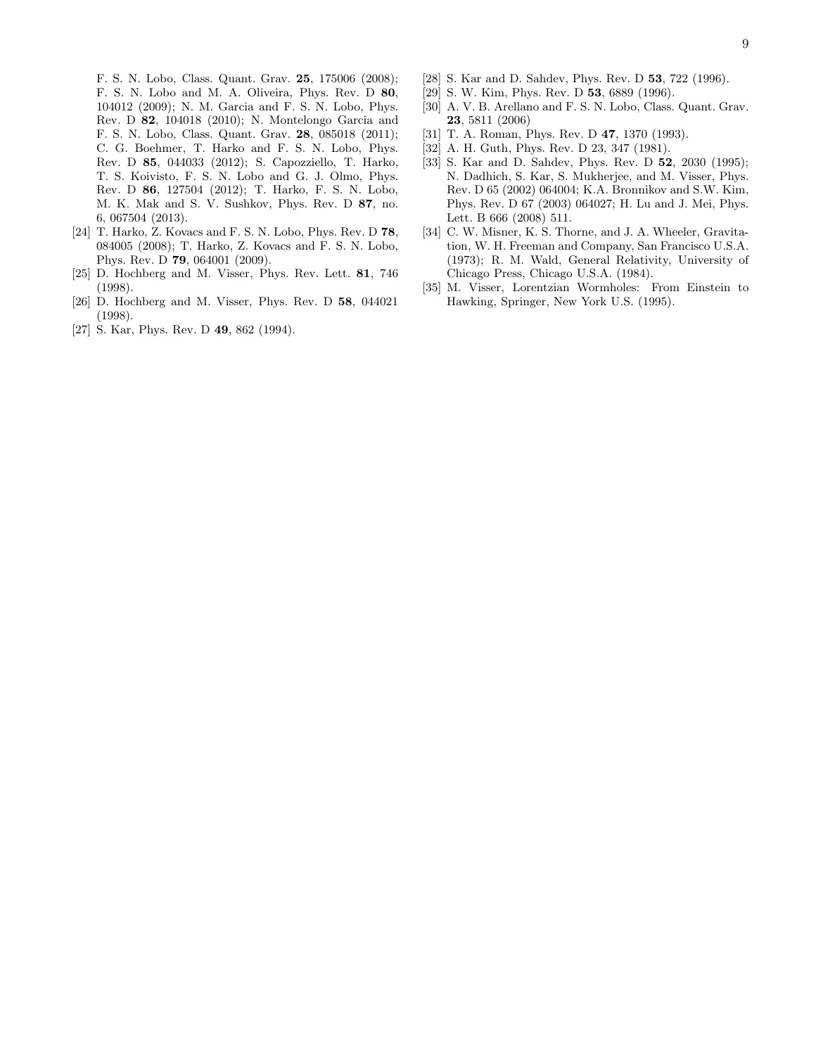F. S. N. Lobo, Class. Quant. Grav. **25**, 175006 (2008); F. S. N. Lobo and M. A. Oliveira, Phys. Rev. D **80**, 104012 (2009); N. M. Garcia and F. S. N. Lobo, Phys. Rev. D **82**, 104018 (2010); N. Montelongo Garcia and F. S. N. Lobo, Class. Quant. Grav. **28**, 085018 (2011); C. G. Boehmer, T. Harko and F. S. N. Lobo, Phys. Rev. D **85**, 044033 (2012); S. Capozziello, T. Harko, T. S. Koivisto, F. S. N. Lobo and G. J. Olmo, Phys. Rev. D **86**, 127504 (2012); T. Harko, F. S. N. Lobo, M. K. Mak and S. V. Sushkov, Phys. Rev. D **87**, no. 6, 067504 (2013).

[24] T. Harko, Z. Kovacs and F. S. N. Lobo, Phys. Rev. D **78**, 084005 (2008); T. Harko, Z. Kovacs and F. S. N. Lobo, Phys. Rev. D **79**, 064001 (2009).

[25] D. Hochberg and M. Visser, Phys. Rev. Lett. **81**, 746 (1998).

[26] D. Hochberg and M. Visser, Phys. Rev. D **58**, 044021 (1998).

[27] S. Kar, Phys. Rev. D **49**, 862 (1994).

[28] S. Kar and D. Sahdev, Phys. Rev. D **53**, 722 (1996).

[29] S. W. Kim, Phys. Rev. D **53**, 6889 (1996).

[30] A. V. B. Arellano and F. S. N. Lobo, Class. Quant. Grav. **23**, 5811 (2006)

[31] T. A. Roman, Phys. Rev. D **47**, 1370 (1993).

[32] A. H. Guth, Phys. Rev. D 23, 347 (1981).

[33] S. Kar and D. Sahdev, Phys. Rev. D **52**, 2030 (1995); N. Dadhich, S. Kar, S. Mukherjee, and M. Visser, Phys. Rev. D 65 (2002) 064004; K.A. Bronnikov and S.W. Kim, Phys. Rev. D 67 (2003) 064027; H. Lu and J. Mei, Phys. Lett. B 666 (2008) 511.

[34] C. W. Misner, K. S. Thorne, and J. A. Wheeler, Gravitation, W. H. Freeman and Company, San Francisco U.S.A. (1973); R. M. Wald, General Relativity, University of Chicago Press, Chicago U.S.A. (1984).

[35] M. Visser, Lorentzian Wormholes: From Einstein to Hawking, Springer, New York U.S. (1995).